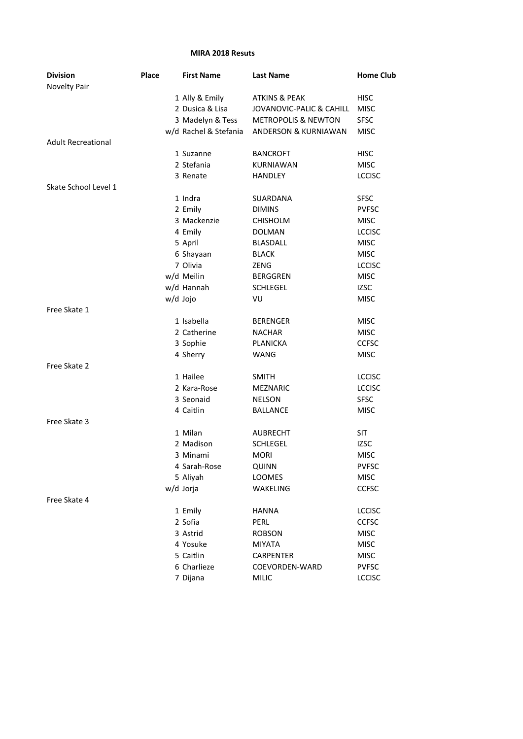**MIRA 2018 Resuts**

| Division | Place | First Name | Last Name | Home Club |
|---|---|---|---|---|
| Novelty Pair | | | | |
| | 1 | Ally & Emily | ATKINS & PEAK | HISC |
| | 2 | Dusica & Lisa | JOVANOVIC-PALIC & CAHILL | MISC |
| | 3 | Madelyn & Tess | METROPOLIS & NEWTON | SFSC |
| | w/d | Rachel & Stefania | ANDERSON & KURNIAWAN | MISC |
| Adult Recreational | | | | |
| | 1 | Suzanne | BANCROFT | HISC |
| | 2 | Stefania | KURNIAWAN | MISC |
| | 3 | Renate | HANDLEY | LCCISC |
| Skate School Level 1 | | | | |
| | 1 | Indra | SUARDANA | SFSC |
| | 2 | Emily | DIMINS | PVFSC |
| | 3 | Mackenzie | CHISHOLM | MISC |
| | 4 | Emily | DOLMAN | LCCISC |
| | 5 | April | BLASDALL | MISC |
| | 6 | Shayaan | BLACK | MISC |
| | 7 | Olivia | ZENG | LCCISC |
| | w/d | Meilin | BERGGREN | MISC |
| | w/d | Hannah | SCHLEGEL | IZSC |
| | w/d | Jojo | VU | MISC |
| Free Skate 1 | | | | |
| | 1 | Isabella | BERENGER | MISC |
| | 2 | Catherine | NACHAR | MISC |
| | 3 | Sophie | PLANICKA | CCFSC |
| | 4 | Sherry | WANG | MISC |
| Free Skate 2 | | | | |
| | 1 | Hailee | SMITH | LCCISC |
| | 2 | Kara-Rose | MEZNARIC | LCCISC |
| | 3 | Seonaid | NELSON | SFSC |
| | 4 | Caitlin | BALLANCE | MISC |
| Free Skate 3 | | | | |
| | 1 | Milan | AUBRECHT | SIT |
| | 2 | Madison | SCHLEGEL | IZSC |
| | 3 | Minami | MORI | MISC |
| | 4 | Sarah-Rose | QUINN | PVFSC |
| | 5 | Aliyah | LOOMES | MISC |
| | w/d | Jorja | WAKELING | CCFSC |
| Free Skate 4 | | | | |
| | 1 | Emily | HANNA | LCCISC |
| | 2 | Sofia | PERL | CCFSC |
| | 3 | Astrid | ROBSON | MISC |
| | 4 | Yosuke | MIYATA | MISC |
| | 5 | Caitlin | CARPENTER | MISC |
| | 6 | Charlieze | COEVORDEN-WARD | PVFSC |
| | 7 | Dijana | MILIC | LCCISC |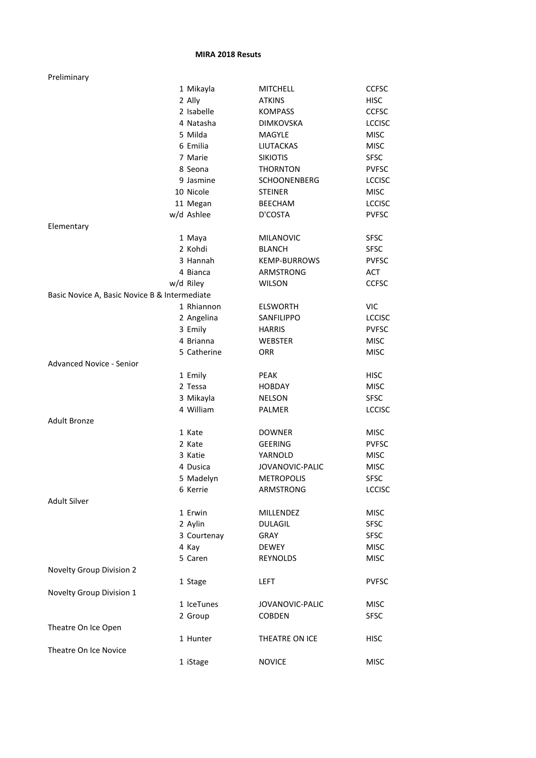**MIRA 2018 Resuts**

| | | | | |
|---|---|---|---|---|
| Preliminary | | | | |
| | 1 | Mikayla | MITCHELL | CCFSC |
| | 2 | Ally | ATKINS | HISC |
| | 2 | Isabelle | KOMPASS | CCFSC |
| | 4 | Natasha | DIMKOVSKA | LCCISC |
| | 5 | Milda | MAGYLE | MISC |
| | 6 | Emilia | LIUTACKAS | MISC |
| | 7 | Marie | SIKIOTIS | SFSC |
| | 8 | Seona | THORNTON | PVFSC |
| | 9 | Jasmine | SCHOONENBERG | LCCISC |
| | 10 | Nicole | STEINER | MISC |
| | 11 | Megan | BEECHAM | LCCISC |
| | w/d | Ashlee | D'COSTA | PVFSC |
| Elementary | | | | |
| | 1 | Maya | MILANOVIC | SFSC |
| | 2 | Kohdi | BLANCH | SFSC |
| | 3 | Hannah | KEMP-BURROWS | PVFSC |
| | 4 | Bianca | ARMSTRONG | ACT |
| | w/d | Riley | WILSON | CCFSC |
| Basic Novice A, Basic Novice B & Intermediate | | | | |
| | 1 | Rhiannon | ELSWORTH | VIC |
| | 2 | Angelina | SANFILIPPO | LCCISC |
| | 3 | Emily | HARRIS | PVFSC |
| | 4 | Brianna | WEBSTER | MISC |
| | 5 | Catherine | ORR | MISC |
| Advanced Novice - Senior | | | | |
| | 1 | Emily | PEAK | HISC |
| | 2 | Tessa | HOBDAY | MISC |
| | 3 | Mikayla | NELSON | SFSC |
| | 4 | William | PALMER | LCCISC |
| Adult Bronze | | | | |
| | 1 | Kate | DOWNER | MISC |
| | 2 | Kate | GEERING | PVFSC |
| | 3 | Katie | YARNOLD | MISC |
| | 4 | Dusica | JOVANOVIC-PALIC | MISC |
| | 5 | Madelyn | METROPOLIS | SFSC |
| | 6 | Kerrie | ARMSTRONG | LCCISC |
| Adult Silver | | | | |
| | 1 | Erwin | MILLENDEZ | MISC |
| | 2 | Aylin | DULAGIL | SFSC |
| | 3 | Courtenay | GRAY | SFSC |
| | 4 | Kay | DEWEY | MISC |
| | 5 | Caren | REYNOLDS | MISC |
| Novelty Group Division 2 | | | | |
| | 1 | Stage | LEFT | PVFSC |
| Novelty Group Division 1 | | | | |
| | 1 | IceTunes | JOVANOVIC-PALIC | MISC |
| | 2 | Group | COBDEN | SFSC |
| Theatre On Ice Open | | | | |
| | 1 | Hunter | THEATRE ON ICE | HISC |
| Theatre On Ice Novice | | | | |
| | 1 | iStage | NOVICE | MISC |